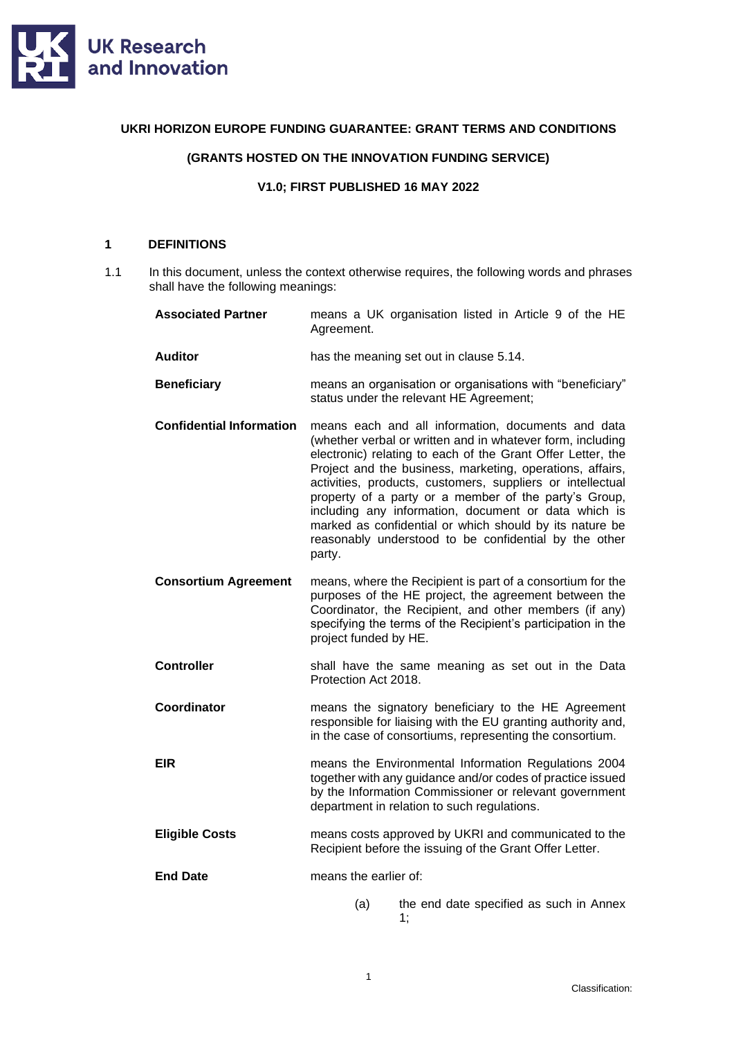**UKRI HORIZON EUROPE FUNDING GUARANTEE: GRANT TERMS AND CONDITIONS**

**(GRANTS HOSTED ON THE INNOVATION FUNDING SERVICE)**

**V1.0; FIRST PUBLISHED 16 MAY 2022**

## 1 DEFINITIONS

1.1 In this document, unless the context otherwise requires, the following words and phrases shall have the following meanings:

| | |
|---|---|
| **Associated Partner** | means a UK organisation listed in Article 9 of the HE Agreement. |
| **Auditor** | has the meaning set out in clause 5.14. |
| **Beneficiary** | means an organisation or organisations with "beneficiary" status under the relevant HE Agreement; |
| **Confidential Information** | means each and all information, documents and data (whether verbal or written and in whatever form, including electronic) relating to each of the Grant Offer Letter, the Project and the business, marketing, operations, affairs, activities, products, customers, suppliers or intellectual property of a party or a member of the party's Group, including any information, document or data which is marked as confidential or which should by its nature be reasonably understood to be confidential by the other party. |
| **Consortium Agreement** | means, where the Recipient is part of a consortium for the purposes of the HE project, the agreement between the Coordinator, the Recipient, and other members (if any) specifying the terms of the Recipient's participation in the project funded by HE. |
| **Controller** | shall have the same meaning as set out in the Data Protection Act 2018. |
| **Coordinator** | means the signatory beneficiary to the HE Agreement responsible for liaising with the EU granting authority and, in the case of consortiums, representing the consortium. |
| **EIR** | means the Environmental Information Regulations 2004 together with any guidance and/or codes of practice issued by the Information Commissioner or relevant government department in relation to such regulations. |
| **Eligible Costs** | means costs approved by UKRI and communicated to the Recipient before the issuing of the Grant Offer Letter. |
| **End Date** | means the earlier of:<br>(a) the end date specified as such in Annex 1; |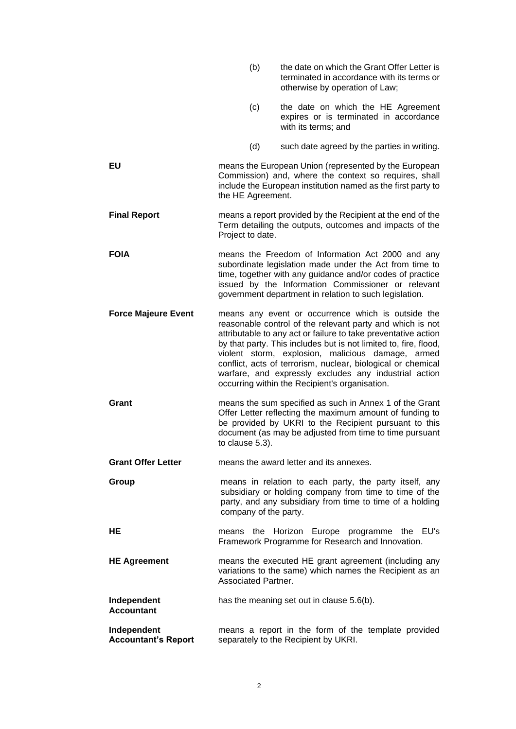(b) the date on which the Grant Offer Letter is terminated in accordance with its terms or otherwise by operation of Law;

(c) the date on which the HE Agreement expires or is terminated in accordance with its terms; and

(d) such date agreed by the parties in writing.

**EU** means the European Union (represented by the European Commission) and, where the context so requires, shall include the European institution named as the first party to the HE Agreement.

**Final Report** means a report provided by the Recipient at the end of the Term detailing the outputs, outcomes and impacts of the Project to date.

**FOIA** means the Freedom of Information Act 2000 and any subordinate legislation made under the Act from time to time, together with any guidance and/or codes of practice issued by the Information Commissioner or relevant government department in relation to such legislation.

**Force Majeure Event** means any event or occurrence which is outside the reasonable control of the relevant party and which is not attributable to any act or failure to take preventative action by that party. This includes but is not limited to, fire, flood, violent storm, explosion, malicious damage, armed conflict, acts of terrorism, nuclear, biological or chemical warfare, and expressly excludes any industrial action occurring within the Recipient's organisation.

**Grant** means the sum specified as such in Annex 1 of the Grant Offer Letter reflecting the maximum amount of funding to be provided by UKRI to the Recipient pursuant to this document (as may be adjusted from time to time pursuant to clause 5.3).

**Grant Offer Letter** means the award letter and its annexes.

**Group** means in relation to each party, the party itself, any subsidiary or holding company from time to time of the party, and any subsidiary from time to time of a holding company of the party.

**HE** means the Horizon Europe programme the EU's Framework Programme for Research and Innovation.

**HE Agreement** means the executed HE grant agreement (including any variations to the same) which names the Recipient as an Associated Partner.

**Independent Accountant** has the meaning set out in clause 5.6(b).

**Independent Accountant's Report** means a report in the form of the template provided separately to the Recipient by UKRI.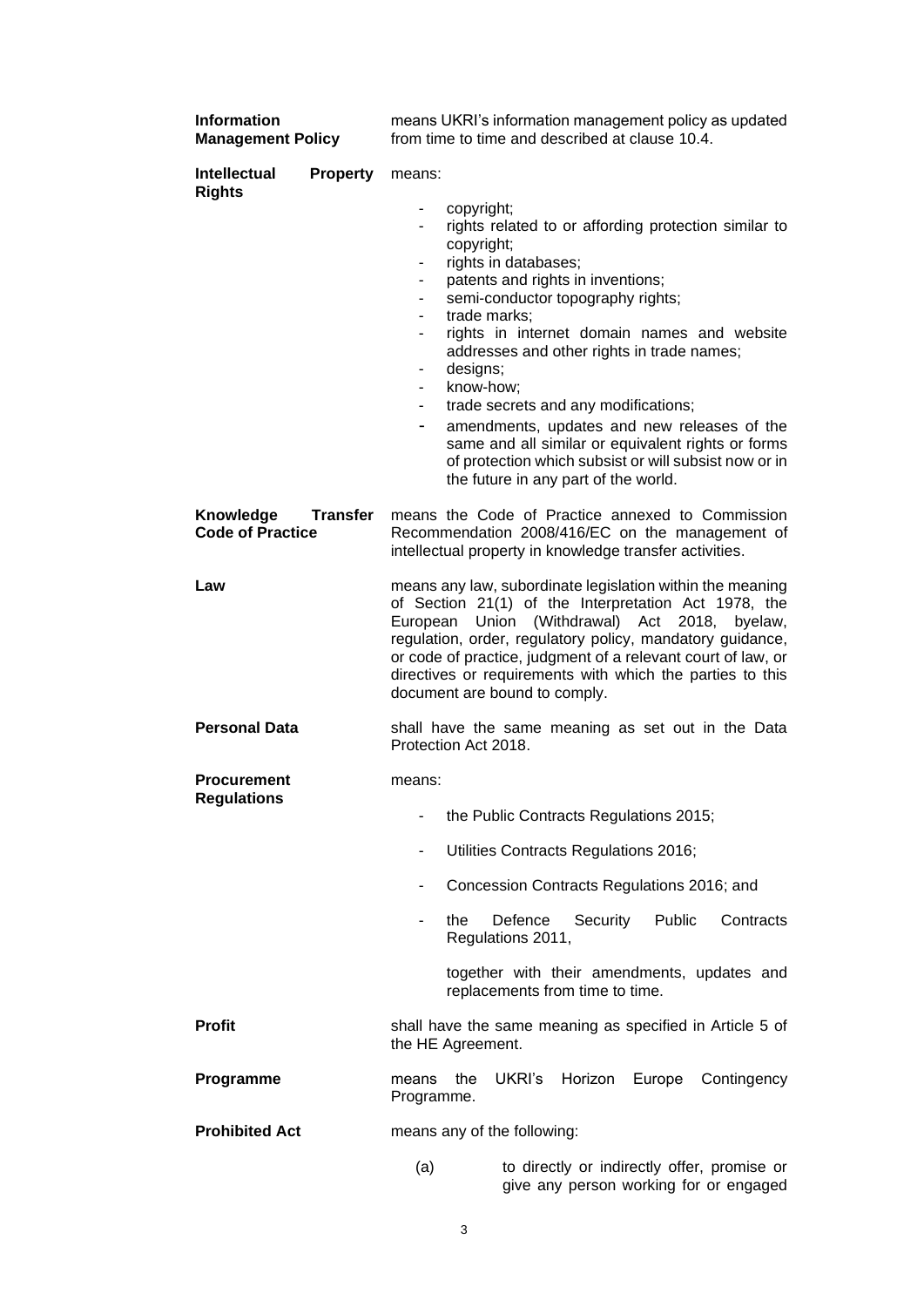**Information Management Policy** means UKRI's information management policy as updated from time to time and described at clause 10.4.

**Intellectual Property Rights** means:

- copyright;
- rights related to or affording protection similar to copyright;
- rights in databases;
- patents and rights in inventions;
- semi-conductor topography rights;
- trade marks;
- rights in internet domain names and website addresses and other rights in trade names;
- designs;
- know-how;
- trade secrets and any modifications;
- amendments, updates and new releases of the same and all similar or equivalent rights or forms of protection which subsist or will subsist now or in the future in any part of the world.

**Knowledge Transfer Code of Practice** means the Code of Practice annexed to Commission Recommendation 2008/416/EC on the management of intellectual property in knowledge transfer activities.

**Law** means any law, subordinate legislation within the meaning of Section 21(1) of the Interpretation Act 1978, the European Union (Withdrawal) Act 2018, byelaw, regulation, order, regulatory policy, mandatory guidance, or code of practice, judgment of a relevant court of law, or directives or requirements with which the parties to this document are bound to comply.

**Personal Data** shall have the same meaning as set out in the Data Protection Act 2018.

**Procurement Regulations** means:

- the Public Contracts Regulations 2015;
- Utilities Contracts Regulations 2016;
- Concession Contracts Regulations 2016; and
- the Defence Security Public Contracts Regulations 2011,

  together with their amendments, updates and replacements from time to time.

**Profit** shall have the same meaning as specified in Article 5 of the HE Agreement.

**Programme** means the UKRI's Horizon Europe Contingency Programme.

**Prohibited Act** means any of the following:

(a) to directly or indirectly offer, promise or give any person working for or engaged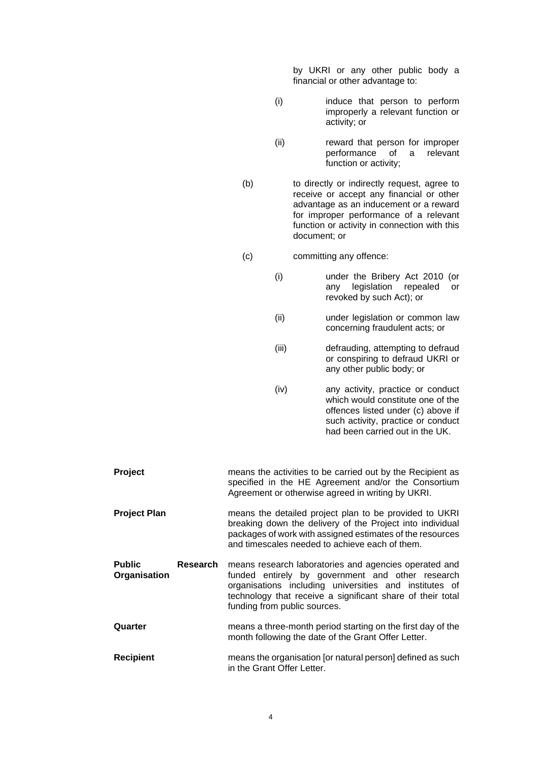by UKRI or any other public body a financial or other advantage to:

(i) induce that person to perform improperly a relevant function or activity; or

(ii) reward that person for improper performance of a relevant function or activity;

(b) to directly or indirectly request, agree to receive or accept any financial or other advantage as an inducement or a reward for improper performance of a relevant function or activity in connection with this document; or

(c) committing any offence:

(i) under the Bribery Act 2010 (or any legislation repealed or revoked by such Act); or

(ii) under legislation or common law concerning fraudulent acts; or

(iii) defrauding, attempting to defraud or conspiring to defraud UKRI or any other public body; or

(iv) any activity, practice or conduct which would constitute one of the offences listed under (c) above if such activity, practice or conduct had been carried out in the UK.

**Project** means the activities to be carried out by the Recipient as specified in the HE Agreement and/or the Consortium Agreement or otherwise agreed in writing by UKRI.

**Project Plan** means the detailed project plan to be provided to UKRI breaking down the delivery of the Project into individual packages of work with assigned estimates of the resources and timescales needed to achieve each of them.

**Public Research Organisation** means research laboratories and agencies operated and funded entirely by government and other research organisations including universities and institutes of technology that receive a significant share of their total funding from public sources.

**Quarter** means a three-month period starting on the first day of the month following the date of the Grant Offer Letter.

**Recipient** means the organisation [or natural person] defined as such in the Grant Offer Letter.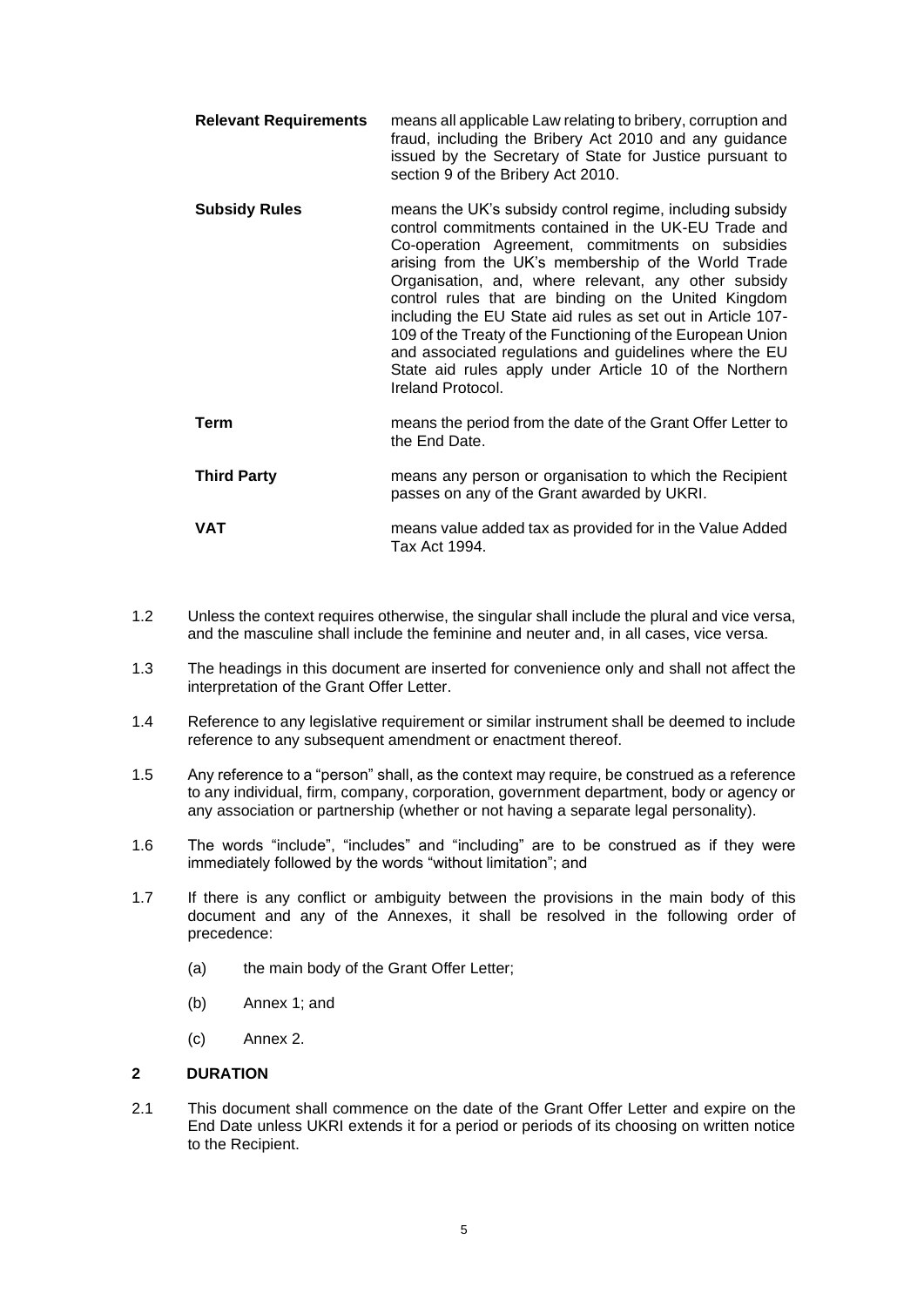| | |
|---|---|
| **Relevant Requirements** | means all applicable Law relating to bribery, corruption and fraud, including the Bribery Act 2010 and any guidance issued by the Secretary of State for Justice pursuant to section 9 of the Bribery Act 2010. |
| **Subsidy Rules** | means the UK's subsidy control regime, including subsidy control commitments contained in the UK-EU Trade and Co-operation Agreement, commitments on subsidies arising from the UK's membership of the World Trade Organisation, and, where relevant, any other subsidy control rules that are binding on the United Kingdom including the EU State aid rules as set out in Article 107-109 of the Treaty of the Functioning of the European Union and associated regulations and guidelines where the EU State aid rules apply under Article 10 of the Northern Ireland Protocol. |
| **Term** | means the period from the date of the Grant Offer Letter to the End Date. |
| **Third Party** | means any person or organisation to which the Recipient passes on any of the Grant awarded by UKRI. |
| **VAT** | means value added tax as provided for in the Value Added Tax Act 1994. |

1.2 Unless the context requires otherwise, the singular shall include the plural and vice versa, and the masculine shall include the feminine and neuter and, in all cases, vice versa.

1.3 The headings in this document are inserted for convenience only and shall not affect the interpretation of the Grant Offer Letter.

1.4 Reference to any legislative requirement or similar instrument shall be deemed to include reference to any subsequent amendment or enactment thereof.

1.5 Any reference to a "person" shall, as the context may require, be construed as a reference to any individual, firm, company, corporation, government department, body or agency or any association or partnership (whether or not having a separate legal personality).

1.6 The words "include", "includes" and "including" are to be construed as if they were immediately followed by the words "without limitation"; and

1.7 If there is any conflict or ambiguity between the provisions in the main body of this document and any of the Annexes, it shall be resolved in the following order of precedence:

(a) the main body of the Grant Offer Letter;

(b) Annex 1; and

(c) Annex 2.

## 2 DURATION

2.1 This document shall commence on the date of the Grant Offer Letter and expire on the End Date unless UKRI extends it for a period or periods of its choosing on written notice to the Recipient.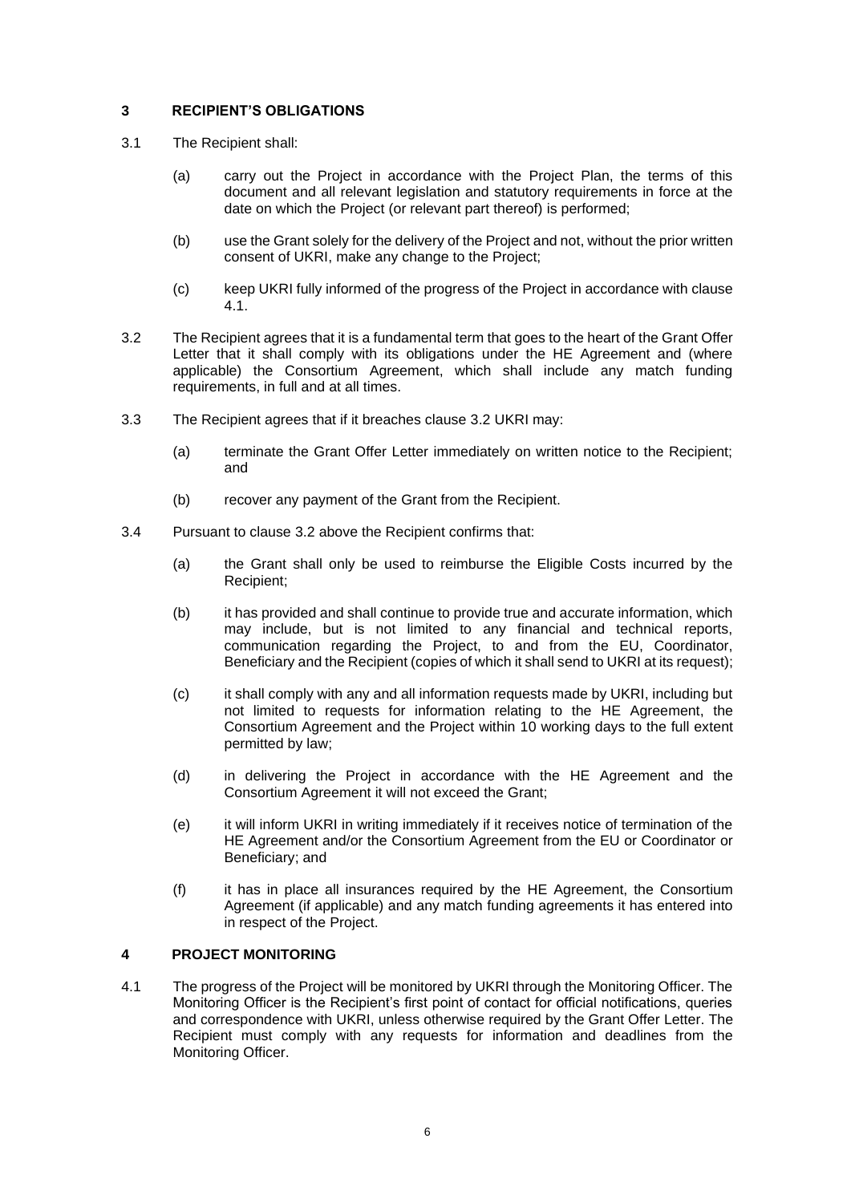## 3 RECIPIENT'S OBLIGATIONS

3.1 The Recipient shall:

(a) carry out the Project in accordance with the Project Plan, the terms of this document and all relevant legislation and statutory requirements in force at the date on which the Project (or relevant part thereof) is performed;

(b) use the Grant solely for the delivery of the Project and not, without the prior written consent of UKRI, make any change to the Project;

(c) keep UKRI fully informed of the progress of the Project in accordance with clause 4.1.

3.2 The Recipient agrees that it is a fundamental term that goes to the heart of the Grant Offer Letter that it shall comply with its obligations under the HE Agreement and (where applicable) the Consortium Agreement, which shall include any match funding requirements, in full and at all times.

3.3 The Recipient agrees that if it breaches clause 3.2 UKRI may:

(a) terminate the Grant Offer Letter immediately on written notice to the Recipient; and

(b) recover any payment of the Grant from the Recipient.

3.4 Pursuant to clause 3.2 above the Recipient confirms that:

(a) the Grant shall only be used to reimburse the Eligible Costs incurred by the Recipient;

(b) it has provided and shall continue to provide true and accurate information, which may include, but is not limited to any financial and technical reports, communication regarding the Project, to and from the EU, Coordinator, Beneficiary and the Recipient (copies of which it shall send to UKRI at its request);

(c) it shall comply with any and all information requests made by UKRI, including but not limited to requests for information relating to the HE Agreement, the Consortium Agreement and the Project within 10 working days to the full extent permitted by law;

(d) in delivering the Project in accordance with the HE Agreement and the Consortium Agreement it will not exceed the Grant;

(e) it will inform UKRI in writing immediately if it receives notice of termination of the HE Agreement and/or the Consortium Agreement from the EU or Coordinator or Beneficiary; and

(f) it has in place all insurances required by the HE Agreement, the Consortium Agreement (if applicable) and any match funding agreements it has entered into in respect of the Project.

## 4 PROJECT MONITORING

4.1 The progress of the Project will be monitored by UKRI through the Monitoring Officer. The Monitoring Officer is the Recipient's first point of contact for official notifications, queries and correspondence with UKRI, unless otherwise required by the Grant Offer Letter. The Recipient must comply with any requests for information and deadlines from the Monitoring Officer.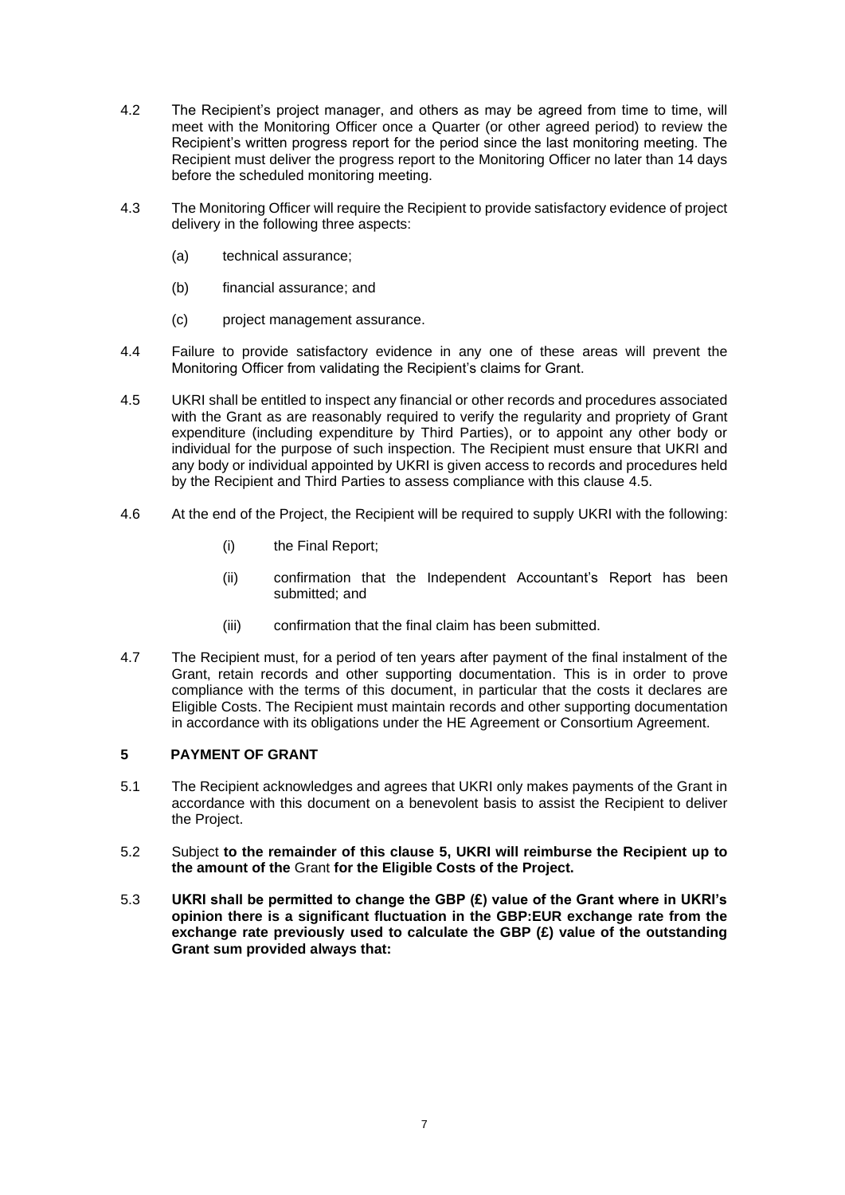4.2 The Recipient's project manager, and others as may be agreed from time to time, will meet with the Monitoring Officer once a Quarter (or other agreed period) to review the Recipient's written progress report for the period since the last monitoring meeting. The Recipient must deliver the progress report to the Monitoring Officer no later than 14 days before the scheduled monitoring meeting.

4.3 The Monitoring Officer will require the Recipient to provide satisfactory evidence of project delivery in the following three aspects:

(a) technical assurance;

(b) financial assurance; and

(c) project management assurance.

4.4 Failure to provide satisfactory evidence in any one of these areas will prevent the Monitoring Officer from validating the Recipient's claims for Grant.

4.5 UKRI shall be entitled to inspect any financial or other records and procedures associated with the Grant as are reasonably required to verify the regularity and propriety of Grant expenditure (including expenditure by Third Parties), or to appoint any other body or individual for the purpose of such inspection. The Recipient must ensure that UKRI and any body or individual appointed by UKRI is given access to records and procedures held by the Recipient and Third Parties to assess compliance with this clause 4.5.

4.6 At the end of the Project, the Recipient will be required to supply UKRI with the following:

(i) the Final Report;

(ii) confirmation that the Independent Accountant's Report has been submitted; and

(iii) confirmation that the final claim has been submitted.

4.7 The Recipient must, for a period of ten years after payment of the final instalment of the Grant, retain records and other supporting documentation. This is in order to prove compliance with the terms of this document, in particular that the costs it declares are Eligible Costs. The Recipient must maintain records and other supporting documentation in accordance with its obligations under the HE Agreement or Consortium Agreement.

## 5 PAYMENT OF GRANT

5.1 The Recipient acknowledges and agrees that UKRI only makes payments of the Grant in accordance with this document on a benevolent basis to assist the Recipient to deliver the Project.

5.2 Subject **to the remainder of this clause 5, UKRI will reimburse the Recipient up to the amount of the** Grant **for the Eligible Costs of the Project.**

5.3 **UKRI shall be permitted to change the GBP (£) value of the Grant where in UKRI's opinion there is a significant fluctuation in the GBP:EUR exchange rate from the exchange rate previously used to calculate the GBP (£) value of the outstanding Grant sum provided always that:**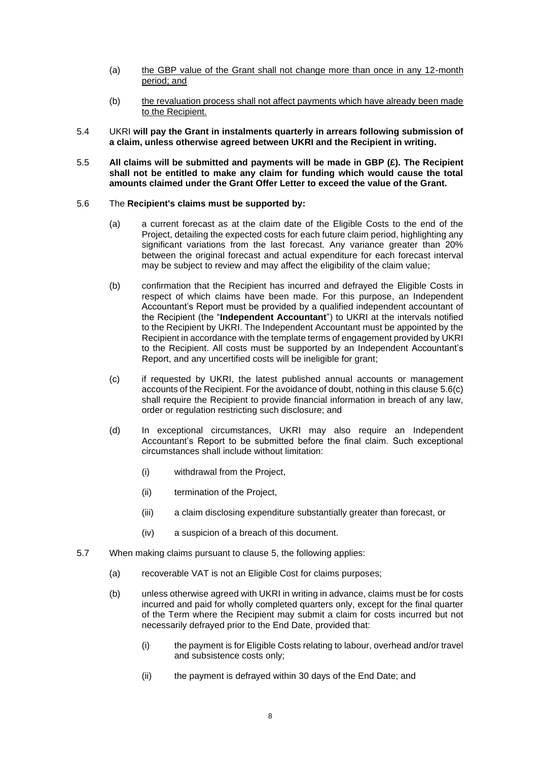(a) the GBP value of the Grant shall not change more than once in any 12-month period; and

(b) the revaluation process shall not affect payments which have already been made to the Recipient.

5.4 UKRI **will pay the Grant in instalments quarterly in arrears following submission of a claim, unless otherwise agreed between UKRI and the Recipient in writing.**

5.5 **All claims will be submitted and payments will be made in GBP (£). The Recipient shall not be entitled to make any claim for funding which would cause the total amounts claimed under the Grant Offer Letter to exceed the value of the Grant.**

5.6 The **Recipient's claims must be supported by:**

(a) a current forecast as at the claim date of the Eligible Costs to the end of the Project, detailing the expected costs for each future claim period, highlighting any significant variations from the last forecast. Any variance greater than 20% between the original forecast and actual expenditure for each forecast interval may be subject to review and may affect the eligibility of the claim value;

(b) confirmation that the Recipient has incurred and defrayed the Eligible Costs in respect of which claims have been made. For this purpose, an Independent Accountant's Report must be provided by a qualified independent accountant of the Recipient (the "**Independent Accountant**") to UKRI at the intervals notified to the Recipient by UKRI. The Independent Accountant must be appointed by the Recipient in accordance with the template terms of engagement provided by UKRI to the Recipient. All costs must be supported by an Independent Accountant's Report, and any uncertified costs will be ineligible for grant;

(c) if requested by UKRI, the latest published annual accounts or management accounts of the Recipient. For the avoidance of doubt, nothing in this clause 5.6(c) shall require the Recipient to provide financial information in breach of any law, order or regulation restricting such disclosure; and

(d) In exceptional circumstances, UKRI may also require an Independent Accountant's Report to be submitted before the final claim. Such exceptional circumstances shall include without limitation:

(i) withdrawal from the Project,

(ii) termination of the Project,

(iii) a claim disclosing expenditure substantially greater than forecast, or

(iv) a suspicion of a breach of this document.

5.7 When making claims pursuant to clause 5, the following applies:

(a) recoverable VAT is not an Eligible Cost for claims purposes;

(b) unless otherwise agreed with UKRI in writing in advance, claims must be for costs incurred and paid for wholly completed quarters only, except for the final quarter of the Term where the Recipient may submit a claim for costs incurred but not necessarily defrayed prior to the End Date, provided that:

(i) the payment is for Eligible Costs relating to labour, overhead and/or travel and subsistence costs only;

(ii) the payment is defrayed within 30 days of the End Date; and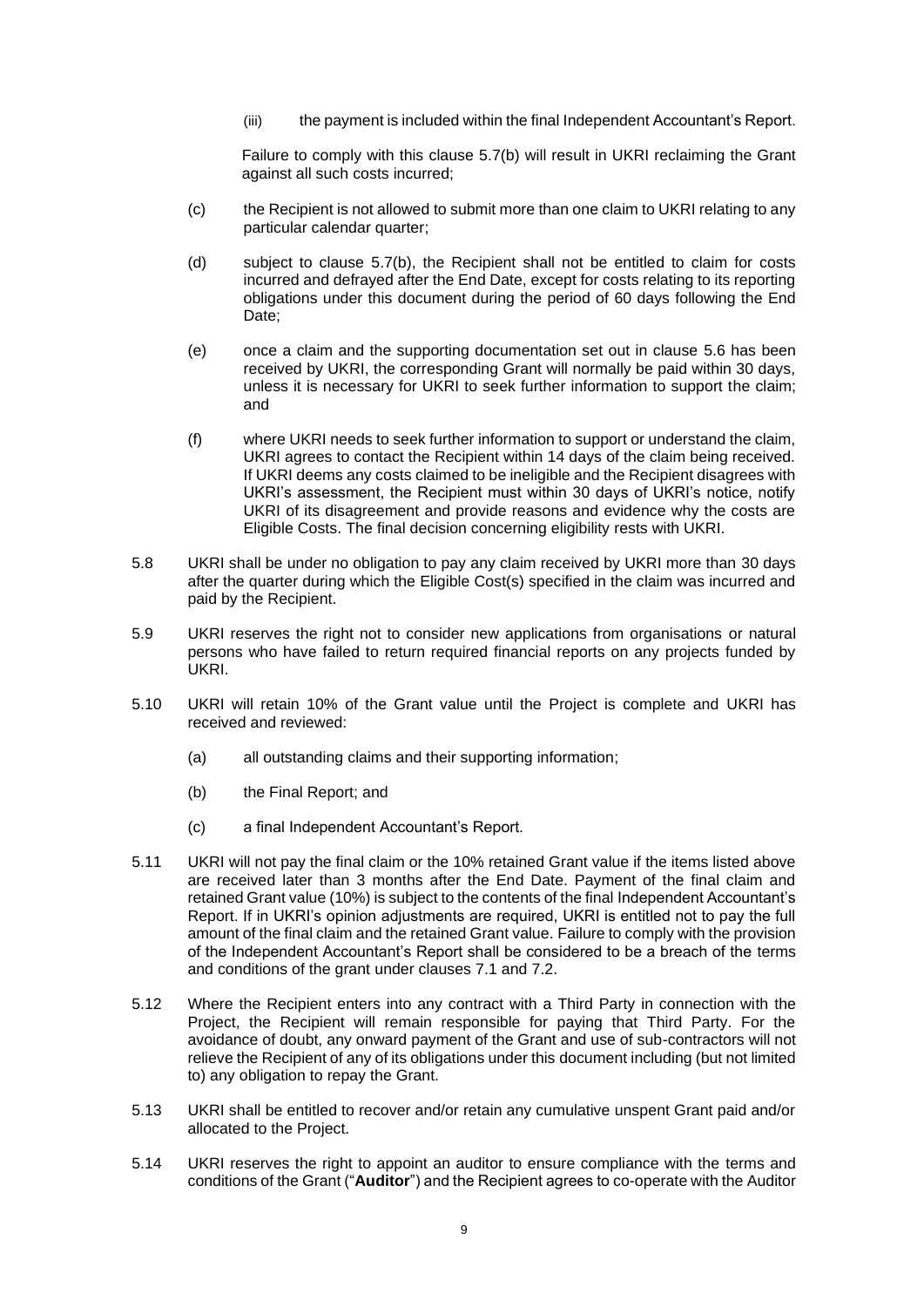(iii) the payment is included within the final Independent Accountant's Report.

Failure to comply with this clause 5.7(b) will result in UKRI reclaiming the Grant against all such costs incurred;

(c) the Recipient is not allowed to submit more than one claim to UKRI relating to any particular calendar quarter;

(d) subject to clause 5.7(b), the Recipient shall not be entitled to claim for costs incurred and defrayed after the End Date, except for costs relating to its reporting obligations under this document during the period of 60 days following the End Date;

(e) once a claim and the supporting documentation set out in clause 5.6 has been received by UKRI, the corresponding Grant will normally be paid within 30 days, unless it is necessary for UKRI to seek further information to support the claim; and

(f) where UKRI needs to seek further information to support or understand the claim, UKRI agrees to contact the Recipient within 14 days of the claim being received. If UKRI deems any costs claimed to be ineligible and the Recipient disagrees with UKRI's assessment, the Recipient must within 30 days of UKRI's notice, notify UKRI of its disagreement and provide reasons and evidence why the costs are Eligible Costs. The final decision concerning eligibility rests with UKRI.

5.8 UKRI shall be under no obligation to pay any claim received by UKRI more than 30 days after the quarter during which the Eligible Cost(s) specified in the claim was incurred and paid by the Recipient.

5.9 UKRI reserves the right not to consider new applications from organisations or natural persons who have failed to return required financial reports on any projects funded by UKRI.

5.10 UKRI will retain 10% of the Grant value until the Project is complete and UKRI has received and reviewed:

(a) all outstanding claims and their supporting information;

(b) the Final Report; and

(c) a final Independent Accountant's Report.

5.11 UKRI will not pay the final claim or the 10% retained Grant value if the items listed above are received later than 3 months after the End Date. Payment of the final claim and retained Grant value (10%) is subject to the contents of the final Independent Accountant's Report. If in UKRI's opinion adjustments are required, UKRI is entitled not to pay the full amount of the final claim and the retained Grant value. Failure to comply with the provision of the Independent Accountant's Report shall be considered to be a breach of the terms and conditions of the grant under clauses 7.1 and 7.2.

5.12 Where the Recipient enters into any contract with a Third Party in connection with the Project, the Recipient will remain responsible for paying that Third Party. For the avoidance of doubt, any onward payment of the Grant and use of sub-contractors will not relieve the Recipient of any of its obligations under this document including (but not limited to) any obligation to repay the Grant.

5.13 UKRI shall be entitled to recover and/or retain any cumulative unspent Grant paid and/or allocated to the Project.

5.14 UKRI reserves the right to appoint an auditor to ensure compliance with the terms and conditions of the Grant ("**Auditor**") and the Recipient agrees to co-operate with the Auditor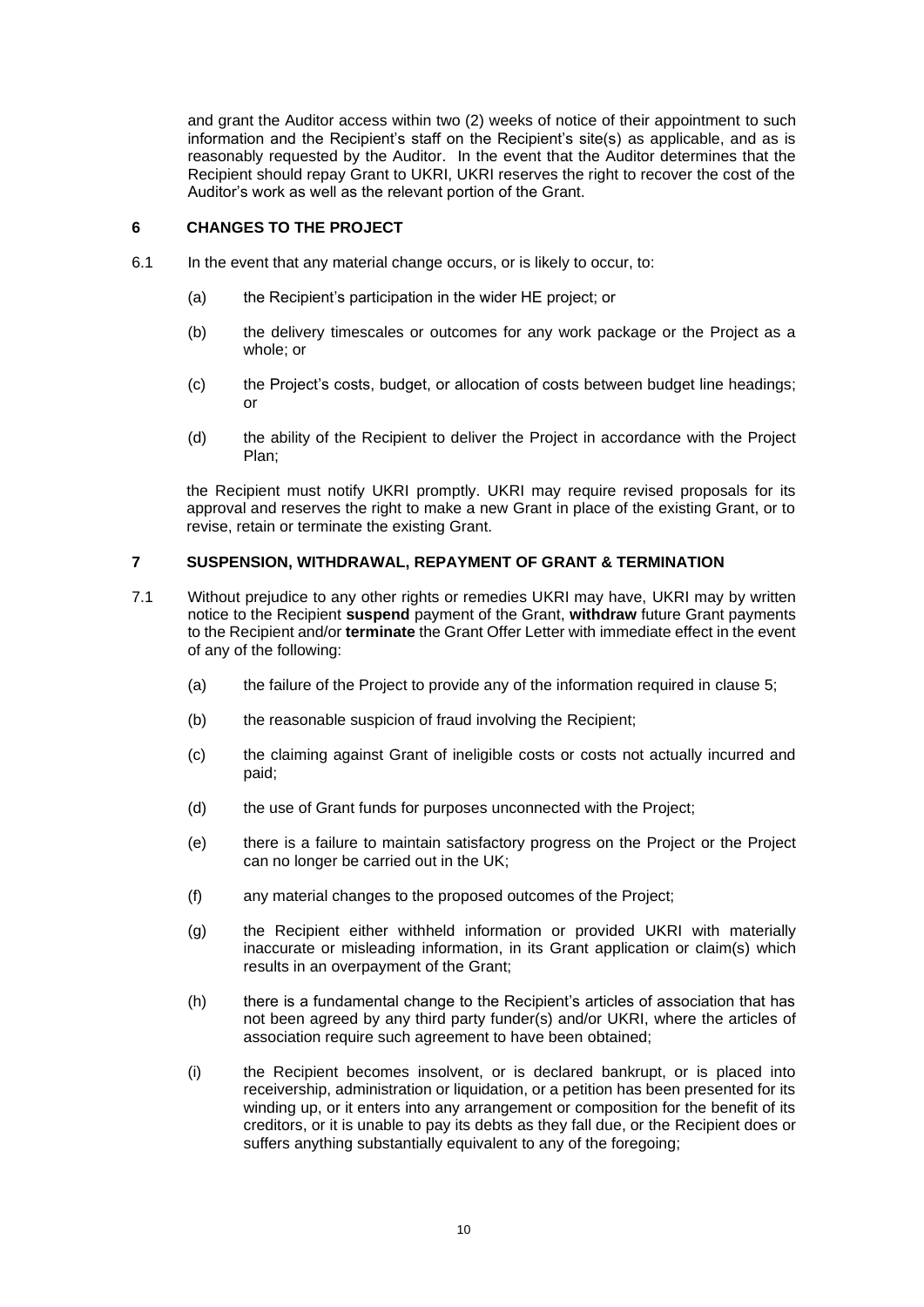and grant the Auditor access within two (2) weeks of notice of their appointment to such information and the Recipient's staff on the Recipient's site(s) as applicable, and as is reasonably requested by the Auditor. In the event that the Auditor determines that the Recipient should repay Grant to UKRI, UKRI reserves the right to recover the cost of the Auditor's work as well as the relevant portion of the Grant.

## 6 CHANGES TO THE PROJECT

6.1 In the event that any material change occurs, or is likely to occur, to:

(a) the Recipient's participation in the wider HE project; or

(b) the delivery timescales or outcomes for any work package or the Project as a whole; or

(c) the Project's costs, budget, or allocation of costs between budget line headings; or

(d) the ability of the Recipient to deliver the Project in accordance with the Project Plan;

the Recipient must notify UKRI promptly. UKRI may require revised proposals for its approval and reserves the right to make a new Grant in place of the existing Grant, or to revise, retain or terminate the existing Grant.

## 7 SUSPENSION, WITHDRAWAL, REPAYMENT OF GRANT & TERMINATION

7.1 Without prejudice to any other rights or remedies UKRI may have, UKRI may by written notice to the Recipient **suspend** payment of the Grant, **withdraw** future Grant payments to the Recipient and/or **terminate** the Grant Offer Letter with immediate effect in the event of any of the following:

(a) the failure of the Project to provide any of the information required in clause 5;

(b) the reasonable suspicion of fraud involving the Recipient;

(c) the claiming against Grant of ineligible costs or costs not actually incurred and paid;

(d) the use of Grant funds for purposes unconnected with the Project;

(e) there is a failure to maintain satisfactory progress on the Project or the Project can no longer be carried out in the UK;

(f) any material changes to the proposed outcomes of the Project;

(g) the Recipient either withheld information or provided UKRI with materially inaccurate or misleading information, in its Grant application or claim(s) which results in an overpayment of the Grant;

(h) there is a fundamental change to the Recipient's articles of association that has not been agreed by any third party funder(s) and/or UKRI, where the articles of association require such agreement to have been obtained;

(i) the Recipient becomes insolvent, or is declared bankrupt, or is placed into receivership, administration or liquidation, or a petition has been presented for its winding up, or it enters into any arrangement or composition for the benefit of its creditors, or it is unable to pay its debts as they fall due, or the Recipient does or suffers anything substantially equivalent to any of the foregoing;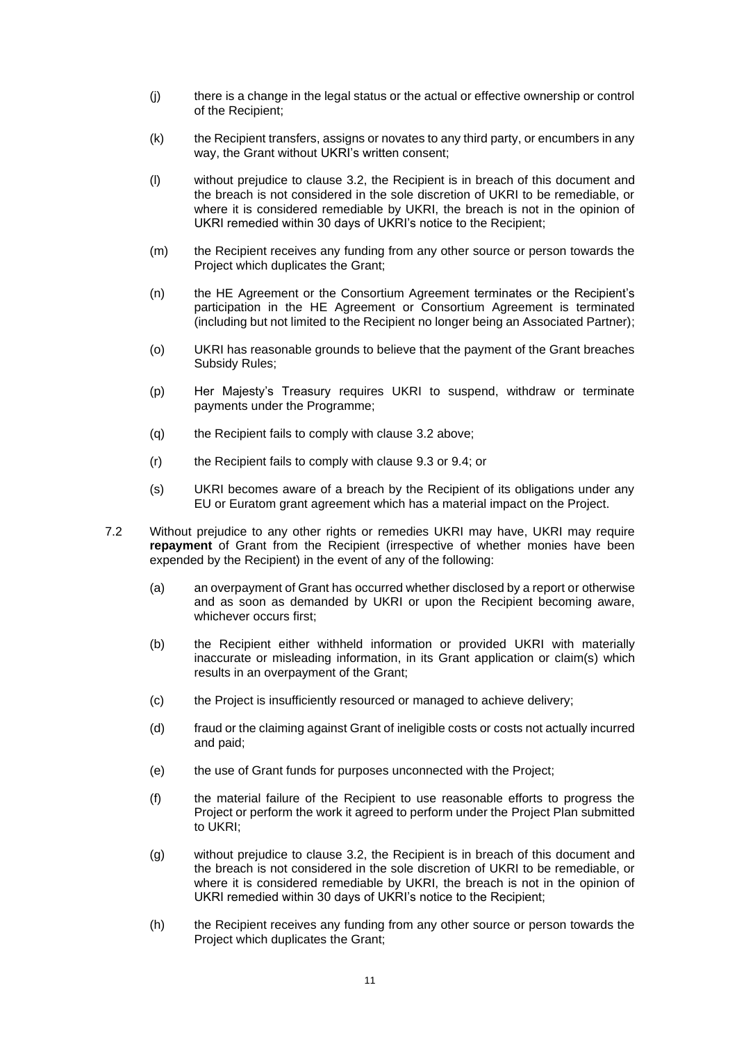(j) there is a change in the legal status or the actual or effective ownership or control of the Recipient;

(k) the Recipient transfers, assigns or novates to any third party, or encumbers in any way, the Grant without UKRI's written consent;

(l) without prejudice to clause 3.2, the Recipient is in breach of this document and the breach is not considered in the sole discretion of UKRI to be remediable, or where it is considered remediable by UKRI, the breach is not in the opinion of UKRI remedied within 30 days of UKRI's notice to the Recipient;

(m) the Recipient receives any funding from any other source or person towards the Project which duplicates the Grant;

(n) the HE Agreement or the Consortium Agreement terminates or the Recipient's participation in the HE Agreement or Consortium Agreement is terminated (including but not limited to the Recipient no longer being an Associated Partner);

(o) UKRI has reasonable grounds to believe that the payment of the Grant breaches Subsidy Rules;

(p) Her Majesty's Treasury requires UKRI to suspend, withdraw or terminate payments under the Programme;

(q) the Recipient fails to comply with clause 3.2 above;

(r) the Recipient fails to comply with clause 9.3 or 9.4; or

(s) UKRI becomes aware of a breach by the Recipient of its obligations under any EU or Euratom grant agreement which has a material impact on the Project.

7.2 Without prejudice to any other rights or remedies UKRI may have, UKRI may require **repayment** of Grant from the Recipient (irrespective of whether monies have been expended by the Recipient) in the event of any of the following:

(a) an overpayment of Grant has occurred whether disclosed by a report or otherwise and as soon as demanded by UKRI or upon the Recipient becoming aware, whichever occurs first;

(b) the Recipient either withheld information or provided UKRI with materially inaccurate or misleading information, in its Grant application or claim(s) which results in an overpayment of the Grant;

(c) the Project is insufficiently resourced or managed to achieve delivery;

(d) fraud or the claiming against Grant of ineligible costs or costs not actually incurred and paid;

(e) the use of Grant funds for purposes unconnected with the Project;

(f) the material failure of the Recipient to use reasonable efforts to progress the Project or perform the work it agreed to perform under the Project Plan submitted to UKRI;

(g) without prejudice to clause 3.2, the Recipient is in breach of this document and the breach is not considered in the sole discretion of UKRI to be remediable, or where it is considered remediable by UKRI, the breach is not in the opinion of UKRI remedied within 30 days of UKRI's notice to the Recipient;

(h) the Recipient receives any funding from any other source or person towards the Project which duplicates the Grant;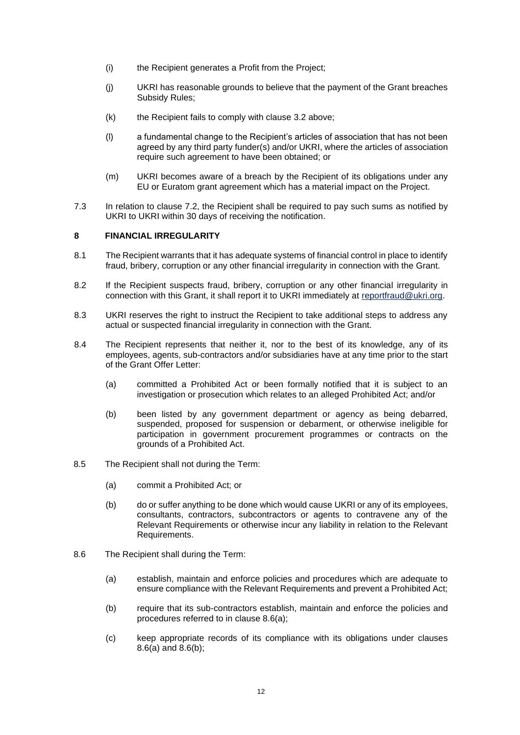(i) the Recipient generates a Profit from the Project;

(j) UKRI has reasonable grounds to believe that the payment of the Grant breaches Subsidy Rules;

(k) the Recipient fails to comply with clause 3.2 above;

(l) a fundamental change to the Recipient's articles of association that has not been agreed by any third party funder(s) and/or UKRI, where the articles of association require such agreement to have been obtained; or

(m) UKRI becomes aware of a breach by the Recipient of its obligations under any EU or Euratom grant agreement which has a material impact on the Project.

7.3 In relation to clause 7.2, the Recipient shall be required to pay such sums as notified by UKRI to UKRI within 30 days of receiving the notification.

## 8 FINANCIAL IRREGULARITY

8.1 The Recipient warrants that it has adequate systems of financial control in place to identify fraud, bribery, corruption or any other financial irregularity in connection with the Grant.

8.2 If the Recipient suspects fraud, bribery, corruption or any other financial irregularity in connection with this Grant, it shall report it to UKRI immediately at reportfraud@ukri.org.

8.3 UKRI reserves the right to instruct the Recipient to take additional steps to address any actual or suspected financial irregularity in connection with the Grant.

8.4 The Recipient represents that neither it, nor to the best of its knowledge, any of its employees, agents, sub-contractors and/or subsidiaries have at any time prior to the start of the Grant Offer Letter:

(a) committed a Prohibited Act or been formally notified that it is subject to an investigation or prosecution which relates to an alleged Prohibited Act; and/or

(b) been listed by any government department or agency as being debarred, suspended, proposed for suspension or debarment, or otherwise ineligible for participation in government procurement programmes or contracts on the grounds of a Prohibited Act.

8.5 The Recipient shall not during the Term:

(a) commit a Prohibited Act; or

(b) do or suffer anything to be done which would cause UKRI or any of its employees, consultants, contractors, subcontractors or agents to contravene any of the Relevant Requirements or otherwise incur any liability in relation to the Relevant Requirements.

8.6 The Recipient shall during the Term:

(a) establish, maintain and enforce policies and procedures which are adequate to ensure compliance with the Relevant Requirements and prevent a Prohibited Act;

(b) require that its sub-contractors establish, maintain and enforce the policies and procedures referred to in clause 8.6(a);

(c) keep appropriate records of its compliance with its obligations under clauses 8.6(a) and 8.6(b);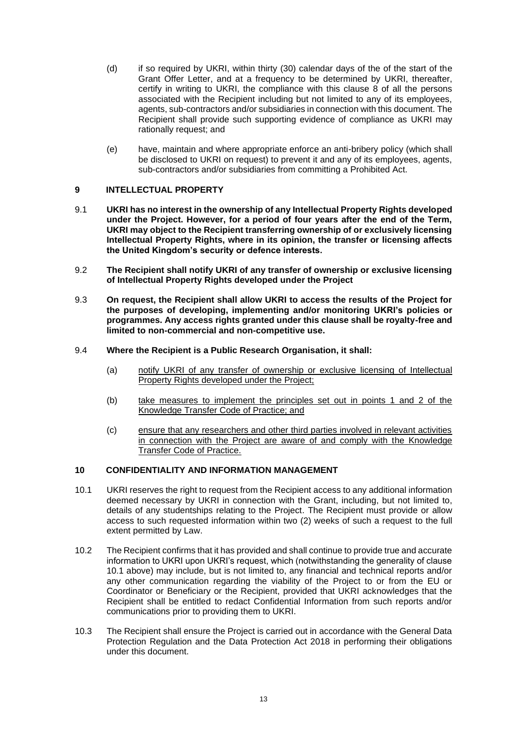(d) if so required by UKRI, within thirty (30) calendar days of the of the start of the Grant Offer Letter, and at a frequency to be determined by UKRI, thereafter, certify in writing to UKRI, the compliance with this clause 8 of all the persons associated with the Recipient including but not limited to any of its employees, agents, sub-contractors and/or subsidiaries in connection with this document. The Recipient shall provide such supporting evidence of compliance as UKRI may rationally request; and

(e) have, maintain and where appropriate enforce an anti-bribery policy (which shall be disclosed to UKRI on request) to prevent it and any of its employees, agents, sub-contractors and/or subsidiaries from committing a Prohibited Act.

## 9 INTELLECTUAL PROPERTY

9.1 **UKRI has no interest in the ownership of any Intellectual Property Rights developed under the Project. However, for a period of four years after the end of the Term, UKRI may object to the Recipient transferring ownership of or exclusively licensing Intellectual Property Rights, where in its opinion, the transfer or licensing affects the United Kingdom's security or defence interests.**

9.2 **The Recipient shall notify UKRI of any transfer of ownership or exclusive licensing of Intellectual Property Rights developed under the Project**

9.3 **On request, the Recipient shall allow UKRI to access the results of the Project for the purposes of developing, implementing and/or monitoring UKRI's policies or programmes. Any access rights granted under this clause shall be royalty-free and limited to non-commercial and non-competitive use.**

9.4 **Where the Recipient is a Public Research Organisation, it shall:**

(a) <u>notify UKRI of any transfer of ownership or exclusive licensing of Intellectual Property Rights developed under the Project;</u>

(b) <u>take measures to implement the principles set out in points 1 and 2 of the Knowledge Transfer Code of Practice; and</u>

(c) <u>ensure that any researchers and other third parties involved in relevant activities in connection with the Project are aware of and comply with the Knowledge Transfer Code of Practice.</u>

## 10 CONFIDENTIALITY AND INFORMATION MANAGEMENT

10.1 UKRI reserves the right to request from the Recipient access to any additional information deemed necessary by UKRI in connection with the Grant, including, but not limited to, details of any studentships relating to the Project. The Recipient must provide or allow access to such requested information within two (2) weeks of such a request to the full extent permitted by Law.

10.2 The Recipient confirms that it has provided and shall continue to provide true and accurate information to UKRI upon UKRI's request, which (notwithstanding the generality of clause 10.1 above) may include, but is not limited to, any financial and technical reports and/or any other communication regarding the viability of the Project to or from the EU or Coordinator or Beneficiary or the Recipient, provided that UKRI acknowledges that the Recipient shall be entitled to redact Confidential Information from such reports and/or communications prior to providing them to UKRI.

10.3 The Recipient shall ensure the Project is carried out in accordance with the General Data Protection Regulation and the Data Protection Act 2018 in performing their obligations under this document.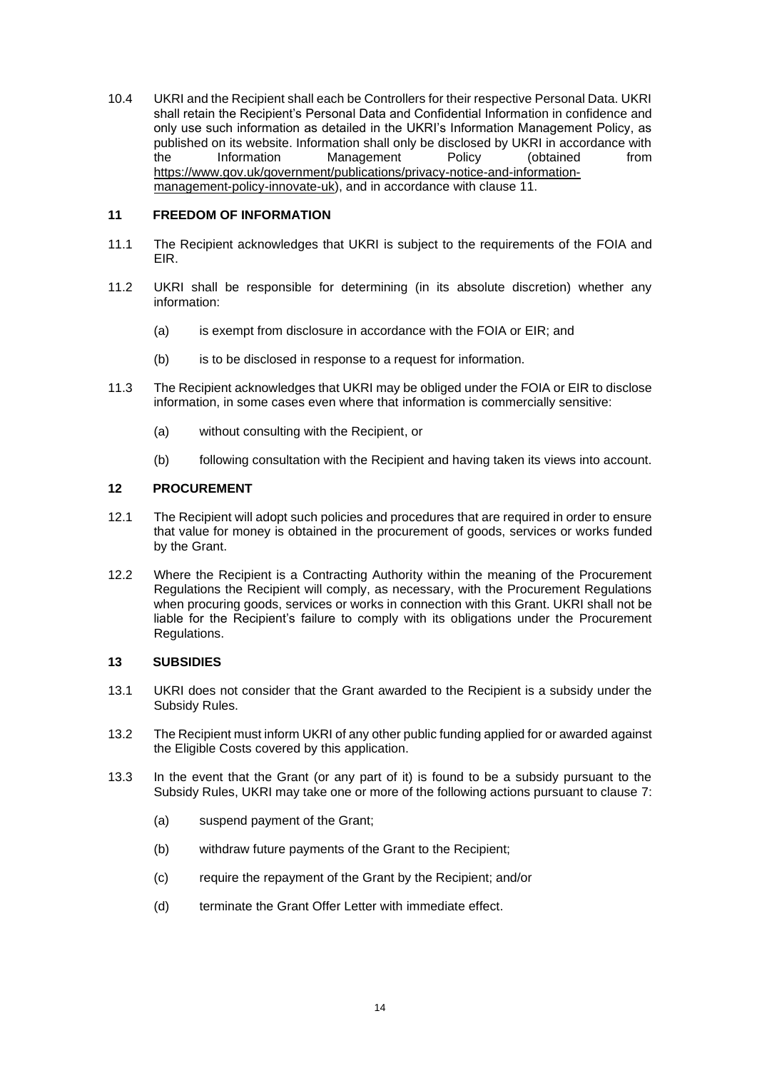10.4 UKRI and the Recipient shall each be Controllers for their respective Personal Data. UKRI shall retain the Recipient's Personal Data and Confidential Information in confidence and only use such information as detailed in the UKRI's Information Management Policy, as published on its website. Information shall only be disclosed by UKRI in accordance with the Information Management Policy (obtained from https://www.gov.uk/government/publications/privacy-notice-and-information-management-policy-innovate-uk), and in accordance with clause 11.

## 11 FREEDOM OF INFORMATION

11.1 The Recipient acknowledges that UKRI is subject to the requirements of the FOIA and EIR.

11.2 UKRI shall be responsible for determining (in its absolute discretion) whether any information:

(a) is exempt from disclosure in accordance with the FOIA or EIR; and

(b) is to be disclosed in response to a request for information.

11.3 The Recipient acknowledges that UKRI may be obliged under the FOIA or EIR to disclose information, in some cases even where that information is commercially sensitive:

(a) without consulting with the Recipient, or

(b) following consultation with the Recipient and having taken its views into account.

## 12 PROCUREMENT

12.1 The Recipient will adopt such policies and procedures that are required in order to ensure that value for money is obtained in the procurement of goods, services or works funded by the Grant.

12.2 Where the Recipient is a Contracting Authority within the meaning of the Procurement Regulations the Recipient will comply, as necessary, with the Procurement Regulations when procuring goods, services or works in connection with this Grant. UKRI shall not be liable for the Recipient's failure to comply with its obligations under the Procurement Regulations.

## 13 SUBSIDIES

13.1 UKRI does not consider that the Grant awarded to the Recipient is a subsidy under the Subsidy Rules.

13.2 The Recipient must inform UKRI of any other public funding applied for or awarded against the Eligible Costs covered by this application.

13.3 In the event that the Grant (or any part of it) is found to be a subsidy pursuant to the Subsidy Rules, UKRI may take one or more of the following actions pursuant to clause 7:

(a) suspend payment of the Grant;

(b) withdraw future payments of the Grant to the Recipient;

(c) require the repayment of the Grant by the Recipient; and/or

(d) terminate the Grant Offer Letter with immediate effect.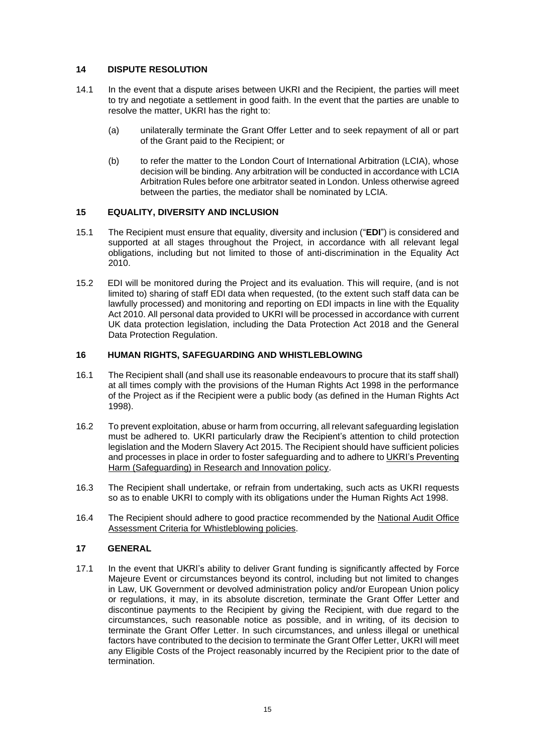## 14 DISPUTE RESOLUTION

14.1 In the event that a dispute arises between UKRI and the Recipient, the parties will meet to try and negotiate a settlement in good faith. In the event that the parties are unable to resolve the matter, UKRI has the right to:

(a) unilaterally terminate the Grant Offer Letter and to seek repayment of all or part of the Grant paid to the Recipient; or

(b) to refer the matter to the London Court of International Arbitration (LCIA), whose decision will be binding. Any arbitration will be conducted in accordance with LCIA Arbitration Rules before one arbitrator seated in London. Unless otherwise agreed between the parties, the mediator shall be nominated by LCIA.

## 15 EQUALITY, DIVERSITY AND INCLUSION

15.1 The Recipient must ensure that equality, diversity and inclusion ("**EDI**") is considered and supported at all stages throughout the Project, in accordance with all relevant legal obligations, including but not limited to those of anti-discrimination in the Equality Act 2010.

15.2 EDI will be monitored during the Project and its evaluation. This will require, (and is not limited to) sharing of staff EDI data when requested, (to the extent such staff data can be lawfully processed) and monitoring and reporting on EDI impacts in line with the Equality Act 2010. All personal data provided to UKRI will be processed in accordance with current UK data protection legislation, including the Data Protection Act 2018 and the General Data Protection Regulation.

## 16 HUMAN RIGHTS, SAFEGUARDING AND WHISTLEBLOWING

16.1 The Recipient shall (and shall use its reasonable endeavours to procure that its staff shall) at all times comply with the provisions of the Human Rights Act 1998 in the performance of the Project as if the Recipient were a public body (as defined in the Human Rights Act 1998).

16.2 To prevent exploitation, abuse or harm from occurring, all relevant safeguarding legislation must be adhered to. UKRI particularly draw the Recipient's attention to child protection legislation and the Modern Slavery Act 2015. The Recipient should have sufficient policies and processes in place in order to foster safeguarding and to adhere to UKRI's Preventing Harm (Safeguarding) in Research and Innovation policy.

16.3 The Recipient shall undertake, or refrain from undertaking, such acts as UKRI requests so as to enable UKRI to comply with its obligations under the Human Rights Act 1998.

16.4 The Recipient should adhere to good practice recommended by the National Audit Office Assessment Criteria for Whistleblowing policies.

## 17 GENERAL

17.1 In the event that UKRI's ability to deliver Grant funding is significantly affected by Force Majeure Event or circumstances beyond its control, including but not limited to changes in Law, UK Government or devolved administration policy and/or European Union policy or regulations, it may, in its absolute discretion, terminate the Grant Offer Letter and discontinue payments to the Recipient by giving the Recipient, with due regard to the circumstances, such reasonable notice as possible, and in writing, of its decision to terminate the Grant Offer Letter. In such circumstances, and unless illegal or unethical factors have contributed to the decision to terminate the Grant Offer Letter, UKRI will meet any Eligible Costs of the Project reasonably incurred by the Recipient prior to the date of termination.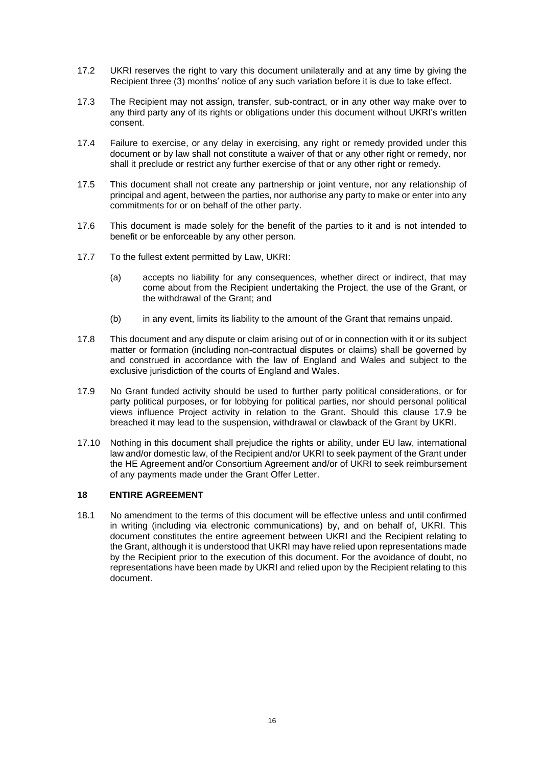17.2 UKRI reserves the right to vary this document unilaterally and at any time by giving the Recipient three (3) months' notice of any such variation before it is due to take effect.

17.3 The Recipient may not assign, transfer, sub-contract, or in any other way make over to any third party any of its rights or obligations under this document without UKRI's written consent.

17.4 Failure to exercise, or any delay in exercising, any right or remedy provided under this document or by law shall not constitute a waiver of that or any other right or remedy, nor shall it preclude or restrict any further exercise of that or any other right or remedy.

17.5 This document shall not create any partnership or joint venture, nor any relationship of principal and agent, between the parties, nor authorise any party to make or enter into any commitments for or on behalf of the other party.

17.6 This document is made solely for the benefit of the parties to it and is not intended to benefit or be enforceable by any other person.

17.7 To the fullest extent permitted by Law, UKRI:

(a) accepts no liability for any consequences, whether direct or indirect, that may come about from the Recipient undertaking the Project, the use of the Grant, or the withdrawal of the Grant; and

(b) in any event, limits its liability to the amount of the Grant that remains unpaid.

17.8 This document and any dispute or claim arising out of or in connection with it or its subject matter or formation (including non-contractual disputes or claims) shall be governed by and construed in accordance with the law of England and Wales and subject to the exclusive jurisdiction of the courts of England and Wales.

17.9 No Grant funded activity should be used to further party political considerations, or for party political purposes, or for lobbying for political parties, nor should personal political views influence Project activity in relation to the Grant. Should this clause 17.9 be breached it may lead to the suspension, withdrawal or clawback of the Grant by UKRI.

17.10 Nothing in this document shall prejudice the rights or ability, under EU law, international law and/or domestic law, of the Recipient and/or UKRI to seek payment of the Grant under the HE Agreement and/or Consortium Agreement and/or of UKRI to seek reimbursement of any payments made under the Grant Offer Letter.

## 18 ENTIRE AGREEMENT

18.1 No amendment to the terms of this document will be effective unless and until confirmed in writing (including via electronic communications) by, and on behalf of, UKRI. This document constitutes the entire agreement between UKRI and the Recipient relating to the Grant, although it is understood that UKRI may have relied upon representations made by the Recipient prior to the execution of this document. For the avoidance of doubt, no representations have been made by UKRI and relied upon by the Recipient relating to this document.